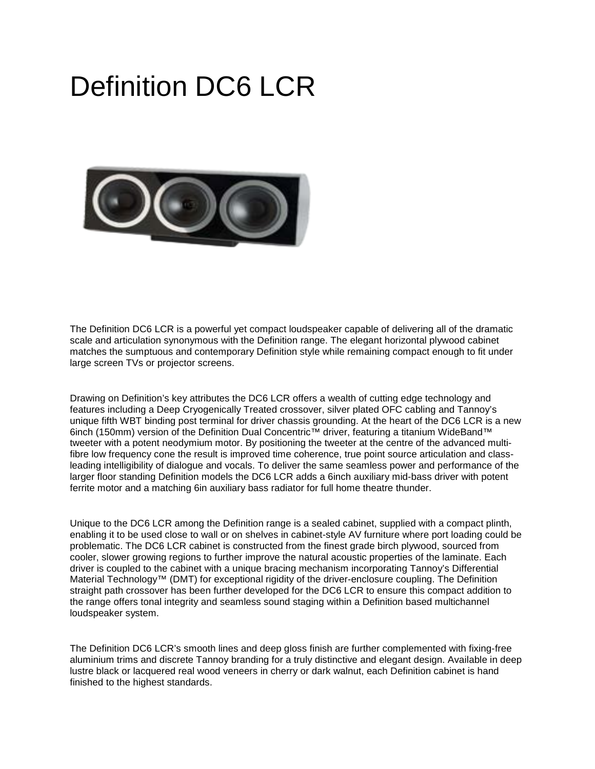# Definition DC6 LCR

The Definition DC6 LCR is a powerful yet compact loudspeaker capable of delivering all of the dramatic scale and articulation synonymous with the Definition range. The elegant horizontal plywood cabinet matches the sumptuous and contemporary Definition style while remaining compact enough to fit under large screen TVs or projector screens.

Drawing on Definition's key attributes the DC6 LCR offers a wealth of cutting edge technology and features including a Deep Cryogenically Treated crossover, silver plated OFC cabling and Tannoy's unique fifth WBT binding post terminal for driver chassis grounding. At the heart of the DC6 LCR is a new 6inch (150mm) version of the Definition Dual Concentric™ driver, featuring a titanium WideBand™ tweeter with a potent neodymium motor. By positioning the tweeter at the centre of the advanced multi-fibre low frequency cone the result is improved time coherence, true point source articulation and class-leading intelligibility of dialogue and vocals. To deliver the same seamless power and performance of the larger floor standing Definition models the DC6 LCR adds a 6inch auxiliary mid-bass driver with potent ferrite motor and a matching 6in auxiliary bass radiator for full home theatre thunder.

Unique to the DC6 LCR among the Definition range is a sealed cabinet, supplied with a compact plinth, enabling it to be used close to wall or on shelves in cabinet-style AV furniture where port loading could be problematic. The DC6 LCR cabinet is constructed from the finest grade birch plywood, sourced from cooler, slower growing regions to further improve the natural acoustic properties of the laminate. Each driver is coupled to the cabinet with a unique bracing mechanism incorporating Tannoy's Differential Material Technology™ (DMT) for exceptional rigidity of the driver-enclosure coupling. The Definition straight path crossover has been further developed for the DC6 LCR to ensure this compact addition to the range offers tonal integrity and seamless sound staging within a Definition based multichannel loudspeaker system.

The Definition DC6 LCR's smooth lines and deep gloss finish are further complemented with fixing-free aluminium trims and discrete Tannoy branding for a truly distinctive and elegant design. Available in deep lustre black or lacquered real wood veneers in cherry or dark walnut, each Definition cabinet is hand finished to the highest standards.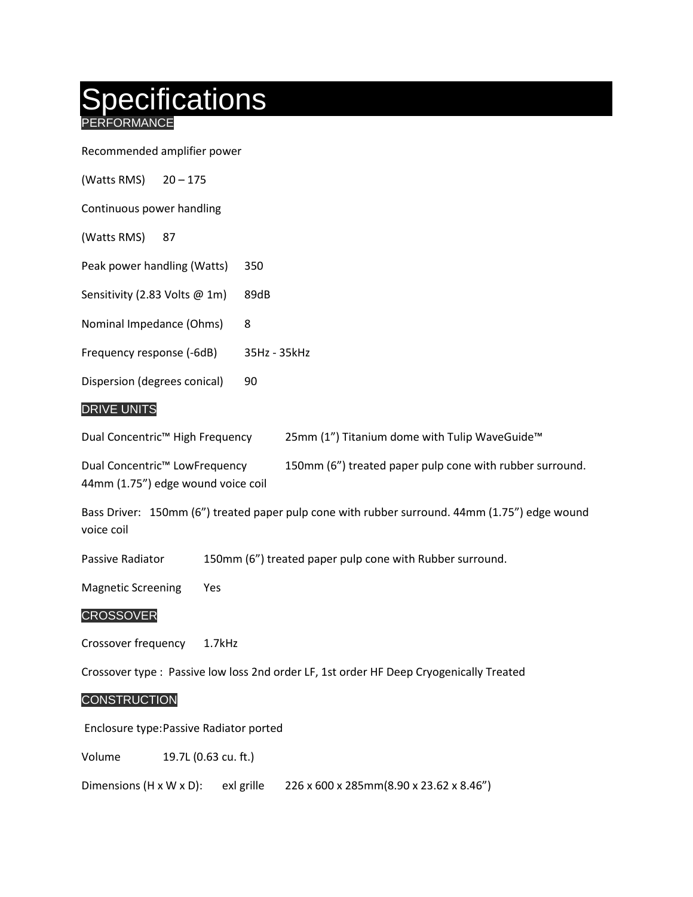# Specifications

## PERFORMANCE

Recommended amplifier power

(Watts RMS)  20 – 175

Continuous power handling

(Watts RMS)  87

Peak power handling (Watts)  350

Sensitivity (2.83 Volts @ 1m)  89dB

Nominal Impedance (Ohms)  8

Frequency response (-6dB)  35Hz - 35kHz

Dispersion (degrees conical)  90

## DRIVE UNITS

Dual Concentric™ High Frequency  25mm (1") Titanium dome with Tulip WaveGuide™

Dual Concentric™ LowFrequency  150mm (6") treated paper pulp cone with rubber surround. 44mm (1.75") edge wound voice coil

Bass Driver: 150mm (6") treated paper pulp cone with rubber surround. 44mm (1.75") edge wound voice coil

Passive Radiator  150mm (6") treated paper pulp cone with Rubber surround.

Magnetic Screening  Yes

## CROSSOVER

Crossover frequency  1.7kHz

Crossover type : Passive low loss 2nd order LF, 1st order HF Deep Cryogenically Treated

## CONSTRUCTION

Enclosure type:Passive Radiator ported

Volume  19.7L (0.63 cu. ft.)

Dimensions (H x W x D):  exl grille  226 x 600 x 285mm(8.90 x 23.62 x 8.46")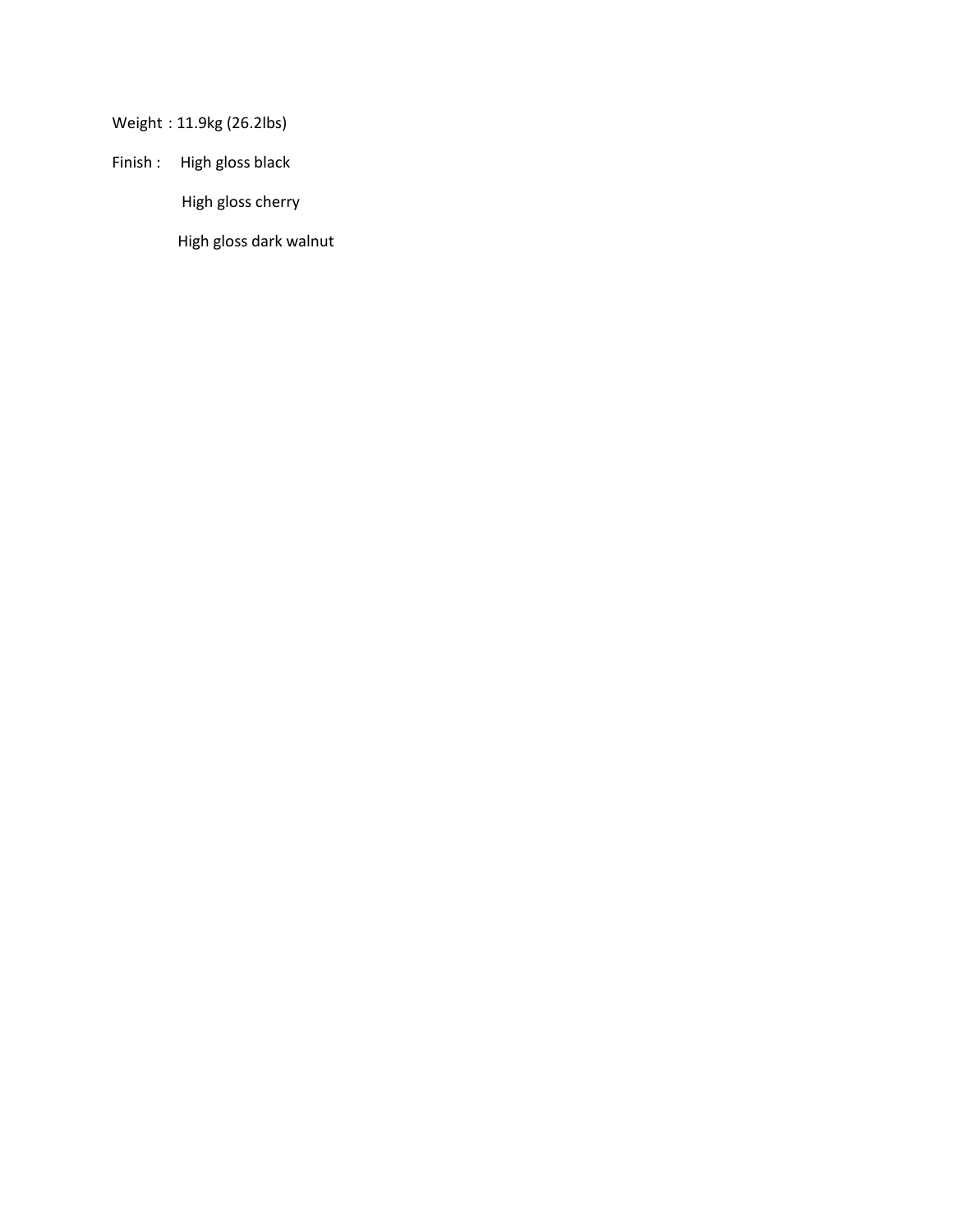Weight：11.9kg (26.2lbs)

Finish : High gloss black

High gloss cherry

High gloss dark walnut